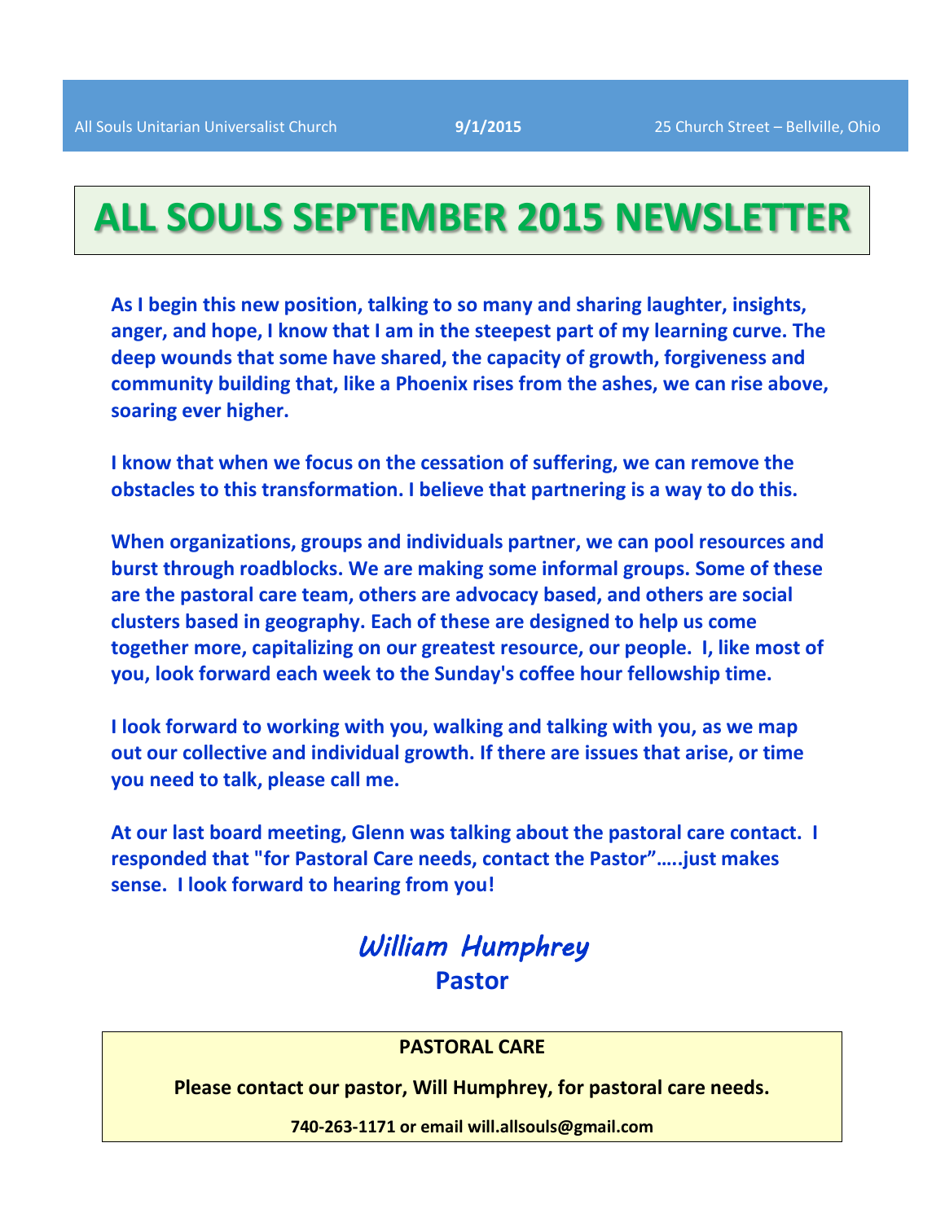All Souls Unitarian Universalist Church **9/1/2015** 25 Church Street – Bellville, Ohio

# ALL SOULS SEPTEMBER 2015 NEWSLETTER

**As I begin this new position, talking to so many and sharing laughter, insights, anger, and hope, I know that I am in the steepest part of my learning curve. The deep wounds that some have shared, the capacity of growth, forgiveness and community building that, like a Phoenix rises from the ashes, we can rise above, soaring ever higher.**

**I know that when we focus on the cessation of suffering, we can remove the obstacles to this transformation. I believe that partnering is a way to do this.**

**When organizations, groups and individuals partner, we can pool resources and burst through roadblocks. We are making some informal groups. Some of these are the pastoral care team, others are advocacy based, and others are social clusters based in geography. Each of these are designed to help us come together more, capitalizing on our greatest resource, our people. I, like most of you, look forward each week to the Sunday's coffee hour fellowship time.**

**I look forward to working with you, walking and talking with you, as we map out our collective and individual growth. If there are issues that arise, or time you need to talk, please call me.**

**At our last board meeting, Glenn was talking about the pastoral care contact. I responded that "for Pastoral Care needs, contact the Pastor"…..just makes sense. I look forward to hearing from you!**

*William Humphrey*
**Pastor**

**PASTORAL CARE**

**Please contact our pastor, Will Humphrey, for pastoral care needs.**

**740-263-1171 or email will.allsouls@gmail.com**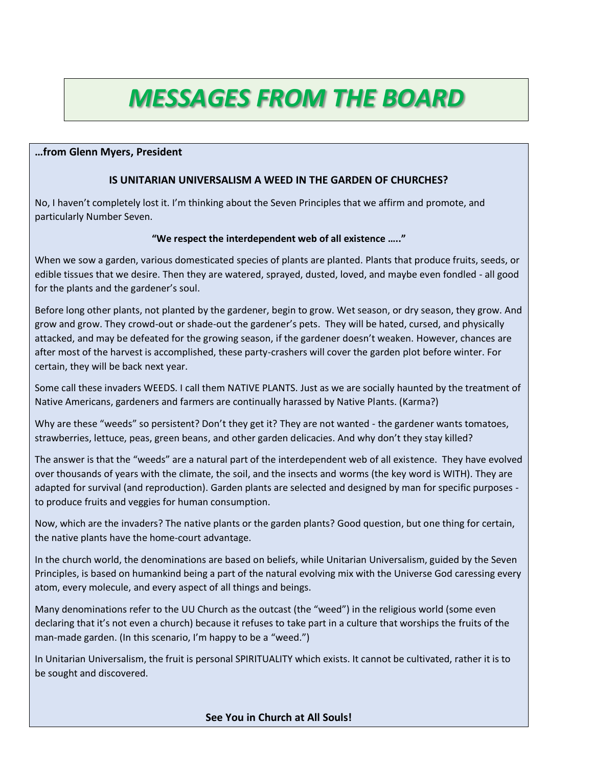# *MESSAGES FROM THE BOARD*

**…from Glenn Myers, President**

### IS UNITARIAN UNIVERSALISM A WEED IN THE GARDEN OF CHURCHES?

No, I haven't completely lost it. I'm thinking about the Seven Principles that we affirm and promote, and particularly Number Seven.

**"We respect the interdependent web of all existence ….."**

When we sow a garden, various domesticated species of plants are planted. Plants that produce fruits, seeds, or edible tissues that we desire. Then they are watered, sprayed, dusted, loved, and maybe even fondled - all good for the plants and the gardener's soul.

Before long other plants, not planted by the gardener, begin to grow. Wet season, or dry season, they grow. And grow and grow. They crowd-out or shade-out the gardener's pets. They will be hated, cursed, and physically attacked, and may be defeated for the growing season, if the gardener doesn't weaken. However, chances are after most of the harvest is accomplished, these party-crashers will cover the garden plot before winter. For certain, they will be back next year.

Some call these invaders WEEDS. I call them NATIVE PLANTS. Just as we are socially haunted by the treatment of Native Americans, gardeners and farmers are continually harassed by Native Plants. (Karma?)

Why are these "weeds" so persistent? Don't they get it? They are not wanted - the gardener wants tomatoes, strawberries, lettuce, peas, green beans, and other garden delicacies. And why don't they stay killed?

The answer is that the "weeds" are a natural part of the interdependent web of all existence. They have evolved over thousands of years with the climate, the soil, and the insects and worms (the key word is WITH). They are adapted for survival (and reproduction). Garden plants are selected and designed by man for specific purposes - to produce fruits and veggies for human consumption.

Now, which are the invaders? The native plants or the garden plants? Good question, but one thing for certain, the native plants have the home-court advantage.

In the church world, the denominations are based on beliefs, while Unitarian Universalism, guided by the Seven Principles, is based on humankind being a part of the natural evolving mix with the Universe God caressing every atom, every molecule, and every aspect of all things and beings.

Many denominations refer to the UU Church as the outcast (the "weed") in the religious world (some even declaring that it's not even a church) because it refuses to take part in a culture that worships the fruits of the man-made garden. (In this scenario, I'm happy to be a "weed.")

In Unitarian Universalism, the fruit is personal SPIRITUALITY which exists. It cannot be cultivated, rather it is to be sought and discovered.

**See You in Church at All Souls!**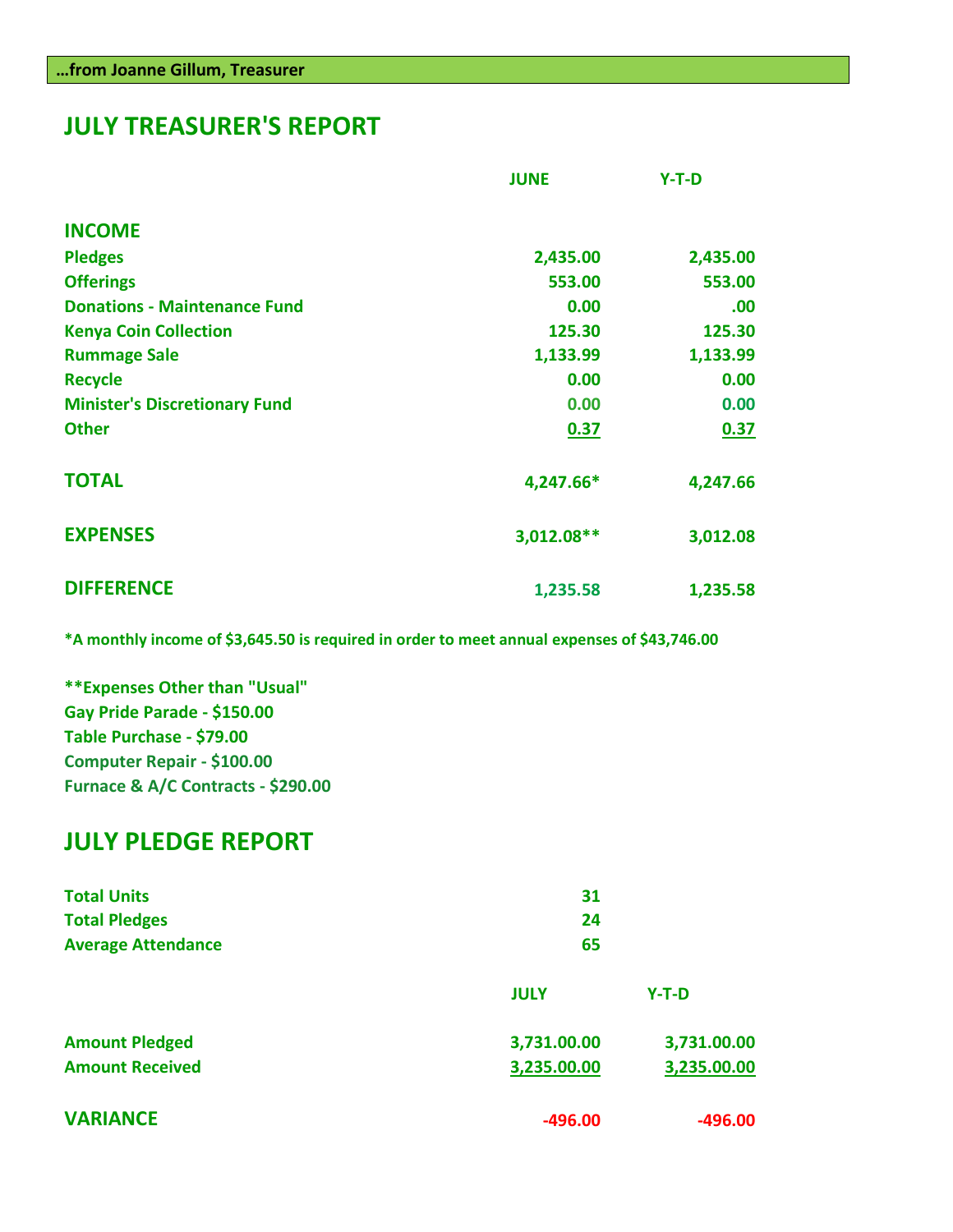**…from Joanne Gillum, Treasurer**

## JULY TREASURER'S REPORT

| | JUNE | Y-T-D |
|---|---|---|
| **INCOME** | | |
| Pledges | 2,435.00 | 2,435.00 |
| Offerings | 553.00 | 553.00 |
| Donations - Maintenance Fund | 0.00 | .00 |
| Kenya Coin Collection | 125.30 | 125.30 |
| Rummage Sale | 1,133.99 | 1,133.99 |
| Recycle | 0.00 | 0.00 |
| Minister's Discretionary Fund | 0.00 | 0.00 |
| Other | 0.37 | 0.37 |
| **TOTAL** | 4,247.66* | 4,247.66 |
| **EXPENSES** | 3,012.08** | 3,012.08 |
| **DIFFERENCE** | 1,235.58 | 1,235.58 |

*A monthly income of $3,645.50 is required in order to meet annual expenses of $43,746.00

**Expenses Other than "Usual"
Gay Pride Parade - $150.00
Table Purchase - $79.00
Computer Repair - $100.00
Furnace & A/C Contracts - $290.00

## JULY PLEDGE REPORT

| | |
|---|---|
| Total Units | 31 |
| Total Pledges | 24 |
| Average Attendance | 65 |

| | JULY | Y-T-D |
|---|---|---|
| Amount Pledged | 3,731.00.00 | 3,731.00.00 |
| Amount Received | 3,235.00.00 | 3,235.00.00 |
| **VARIANCE** | -496.00 | -496.00 |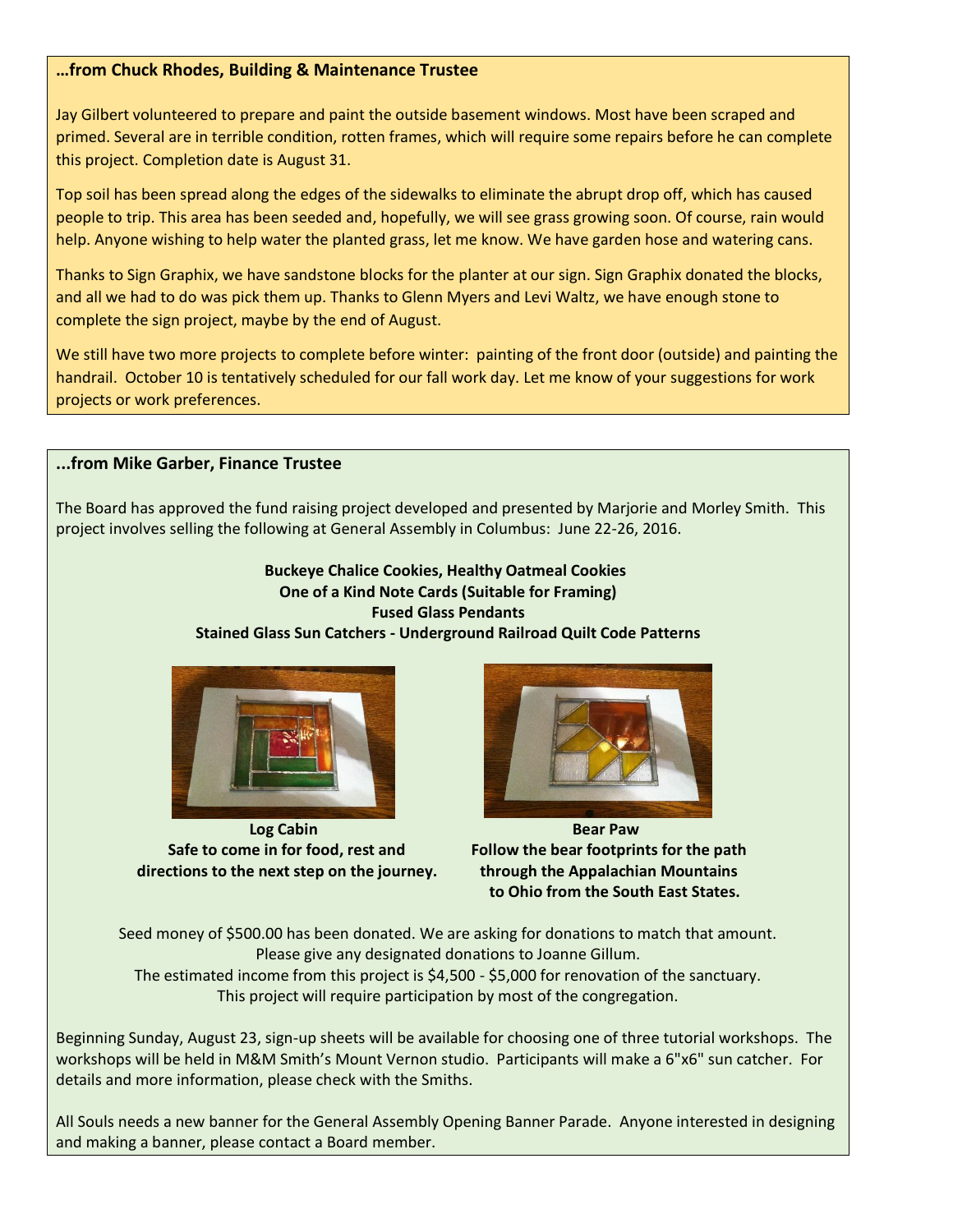### …from Chuck Rhodes, Building & Maintenance Trustee

Jay Gilbert volunteered to prepare and paint the outside basement windows. Most have been scraped and primed. Several are in terrible condition, rotten frames, which will require some repairs before he can complete this project. Completion date is August 31.

Top soil has been spread along the edges of the sidewalks to eliminate the abrupt drop off, which has caused people to trip. This area has been seeded and, hopefully, we will see grass growing soon. Of course, rain would help. Anyone wishing to help water the planted grass, let me know. We have garden hose and watering cans.

Thanks to Sign Graphix, we have sandstone blocks for the planter at our sign. Sign Graphix donated the blocks, and all we had to do was pick them up. Thanks to Glenn Myers and Levi Waltz, we have enough stone to complete the sign project, maybe by the end of August.

We still have two more projects to complete before winter: painting of the front door (outside) and painting the handrail. October 10 is tentatively scheduled for our fall work day. Let me know of your suggestions for work projects or work preferences.

### ...from Mike Garber, Finance Trustee

The Board has approved the fund raising project developed and presented by Marjorie and Morley Smith. This project involves selling the following at General Assembly in Columbus: June 22-26, 2016.

**Buckeye Chalice Cookies, Healthy Oatmeal Cookies**
**One of a Kind Note Cards (Suitable for Framing)**
**Fused Glass Pendants**
**Stained Glass Sun Catchers - Underground Railroad Quilt Code Patterns**

**Log Cabin**
**Safe to come in for food, rest and directions to the next step on the journey.**

**Bear Paw**
**Follow the bear footprints for the path through the Appalachian Mountains to Ohio from the South East States.**

Seed money of $500.00 has been donated. We are asking for donations to match that amount.
Please give any designated donations to Joanne Gillum.
The estimated income from this project is $4,500 - $5,000 for renovation of the sanctuary.
This project will require participation by most of the congregation.

Beginning Sunday, August 23, sign-up sheets will be available for choosing one of three tutorial workshops. The workshops will be held in M&M Smith's Mount Vernon studio. Participants will make a 6"x6" sun catcher. For details and more information, please check with the Smiths.

All Souls needs a new banner for the General Assembly Opening Banner Parade. Anyone interested in designing and making a banner, please contact a Board member.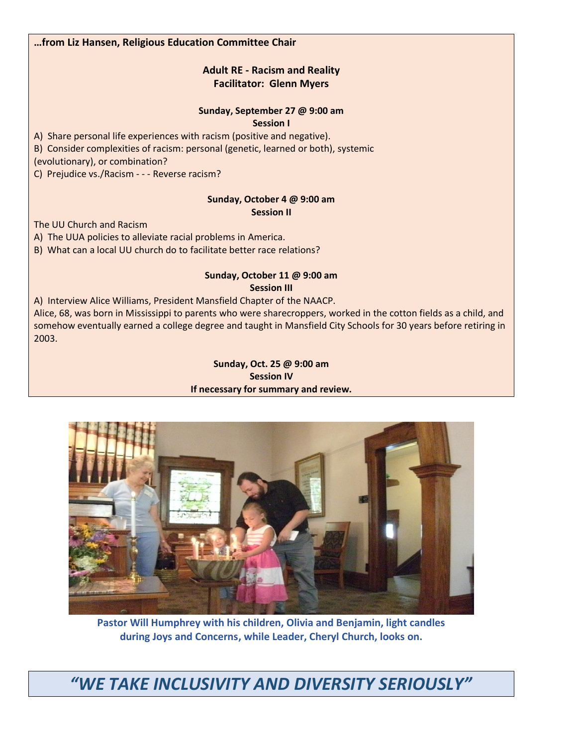**…from Liz Hansen, Religious Education Committee Chair**

**Adult RE - Racism and Reality**
**Facilitator: Glenn Myers**

**Sunday, September 27 @ 9:00 am**
**Session I**

A) Share personal life experiences with racism (positive and negative).
B) Consider complexities of racism: personal (genetic, learned or both), systemic (evolutionary), or combination?
C) Prejudice vs./Racism - - - Reverse racism?

**Sunday, October 4 @ 9:00 am**
**Session II**

The UU Church and Racism
A) The UUA policies to alleviate racial problems in America.
B) What can a local UU church do to facilitate better race relations?

**Sunday, October 11 @ 9:00 am**
**Session III**

A) Interview Alice Williams, President Mansfield Chapter of the NAACP.
Alice, 68, was born in Mississippi to parents who were sharecroppers, worked in the cotton fields as a child, and somehow eventually earned a college degree and taught in Mansfield City Schools for 30 years before retiring in 2003.

**Sunday, Oct. 25 @ 9:00 am**
**Session IV**
**If necessary for summary and review.**

**Pastor Will Humphrey with his children, Olivia and Benjamin, light candles during Joys and Concerns, while Leader, Cheryl Church, looks on.**

## *"WE TAKE INCLUSIVITY AND DIVERSITY SERIOUSLY"*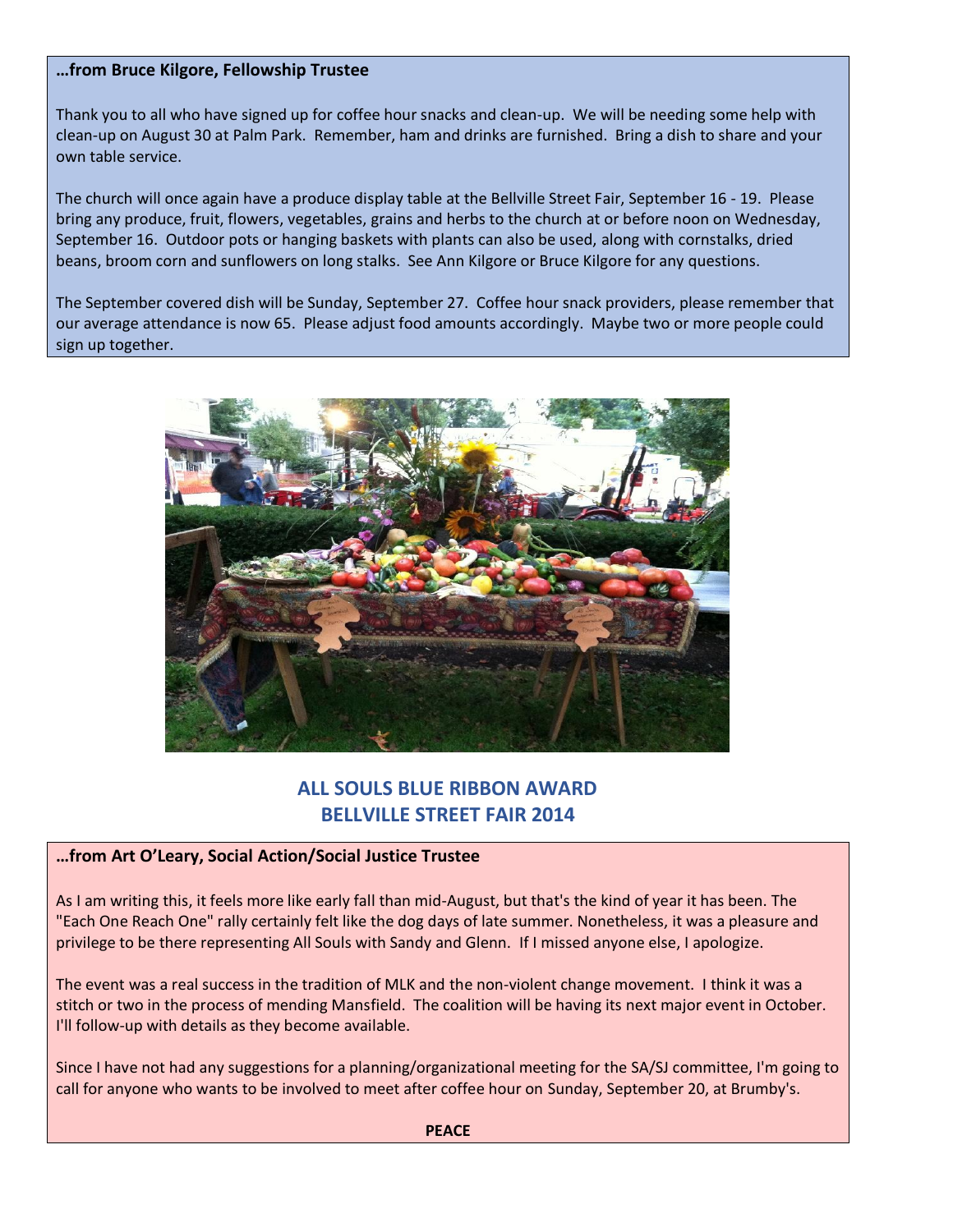**…from Bruce Kilgore, Fellowship Trustee**

Thank you to all who have signed up for coffee hour snacks and clean-up. We will be needing some help with clean-up on August 30 at Palm Park. Remember, ham and drinks are furnished. Bring a dish to share and your own table service.

The church will once again have a produce display table at the Bellville Street Fair, September 16 - 19. Please bring any produce, fruit, flowers, vegetables, grains and herbs to the church at or before noon on Wednesday, September 16. Outdoor pots or hanging baskets with plants can also be used, along with cornstalks, dried beans, broom corn and sunflowers on long stalks. See Ann Kilgore or Bruce Kilgore for any questions.

The September covered dish will be Sunday, September 27. Coffee hour snack providers, please remember that our average attendance is now 65. Please adjust food amounts accordingly. Maybe two or more people could sign up together.

**ALL SOULS BLUE RIBBON AWARD**
**BELLVILLE STREET FAIR 2014**

**…from Art O'Leary, Social Action/Social Justice Trustee**

As I am writing this, it feels more like early fall than mid-August, but that's the kind of year it has been. The "Each One Reach One" rally certainly felt like the dog days of late summer. Nonetheless, it was a pleasure and privilege to be there representing All Souls with Sandy and Glenn. If I missed anyone else, I apologize.

The event was a real success in the tradition of MLK and the non-violent change movement. I think it was a stitch or two in the process of mending Mansfield. The coalition will be having its next major event in October. I'll follow-up with details as they become available.

Since I have not had any suggestions for a planning/organizational meeting for the SA/SJ committee, I'm going to call for anyone who wants to be involved to meet after coffee hour on Sunday, September 20, at Brumby's.

**PEACE**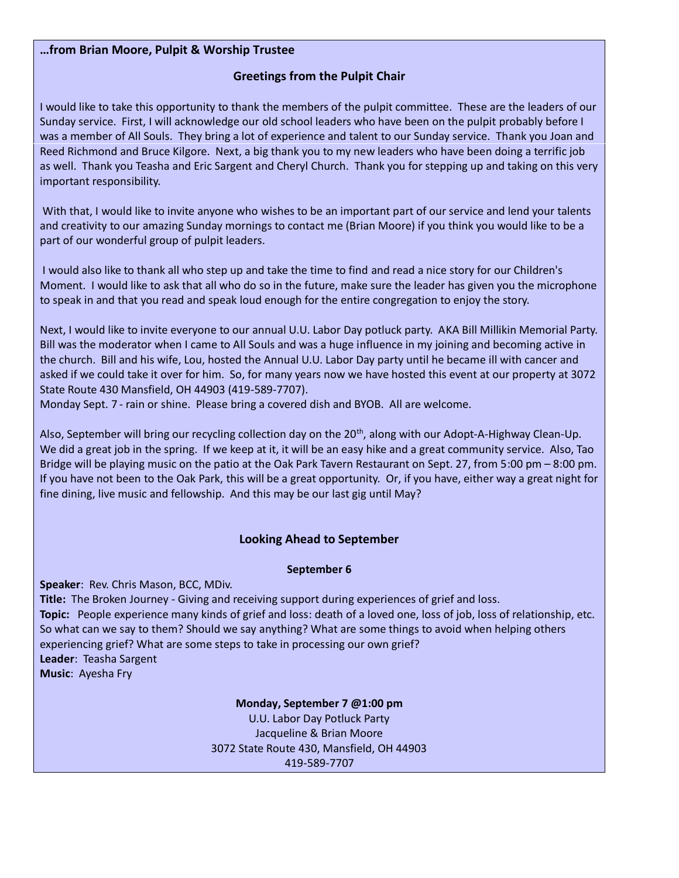**…from Brian Moore, Pulpit & Worship Trustee**

## Greetings from the Pulpit Chair

I would like to take this opportunity to thank the members of the pulpit committee. These are the leaders of our Sunday service. First, I will acknowledge our old school leaders who have been on the pulpit probably before I was a member of All Souls. They bring a lot of experience and talent to our Sunday service. Thank you Joan and Reed Richmond and Bruce Kilgore. Next, a big thank you to my new leaders who have been doing a terrific job as well. Thank you Teasha and Eric Sargent and Cheryl Church. Thank you for stepping up and taking on this very important responsibility.

With that, I would like to invite anyone who wishes to be an important part of our service and lend your talents and creativity to our amazing Sunday mornings to contact me (Brian Moore) if you think you would like to be a part of our wonderful group of pulpit leaders.

I would also like to thank all who step up and take the time to find and read a nice story for our Children's Moment. I would like to ask that all who do so in the future, make sure the leader has given you the microphone to speak in and that you read and speak loud enough for the entire congregation to enjoy the story.

Next, I would like to invite everyone to our annual U.U. Labor Day potluck party. AKA Bill Millikin Memorial Party. Bill was the moderator when I came to All Souls and was a huge influence in my joining and becoming active in the church. Bill and his wife, Lou, hosted the Annual U.U. Labor Day party until he became ill with cancer and asked if we could take it over for him. So, for many years now we have hosted this event at our property at 3072 State Route 430 Mansfield, OH 44903 (419-589-7707).
Monday Sept. 7 - rain or shine. Please bring a covered dish and BYOB. All are welcome.

Also, September will bring our recycling collection day on the 20th, along with our Adopt-A-Highway Clean-Up. We did a great job in the spring. If we keep at it, it will be an easy hike and a great community service. Also, Tao Bridge will be playing music on the patio at the Oak Park Tavern Restaurant on Sept. 27, from 5:00 pm – 8:00 pm. If you have not been to the Oak Park, this will be a great opportunity. Or, if you have, either way a great night for fine dining, live music and fellowship. And this may be our last gig until May?

## Looking Ahead to September

**September 6**

**Speaker**: Rev. Chris Mason, BCC, MDiv.
**Title:** The Broken Journey - Giving and receiving support during experiences of grief and loss.
**Topic:** People experience many kinds of grief and loss: death of a loved one, loss of job, loss of relationship, etc. So what can we say to them? Should we say anything? What are some things to avoid when helping others experiencing grief? What are some steps to take in processing our own grief?
**Leader**: Teasha Sargent
**Music**: Ayesha Fry

**Monday, September 7 @1:00 pm**
U.U. Labor Day Potluck Party
Jacqueline & Brian Moore
3072 State Route 430, Mansfield, OH 44903
419-589-7707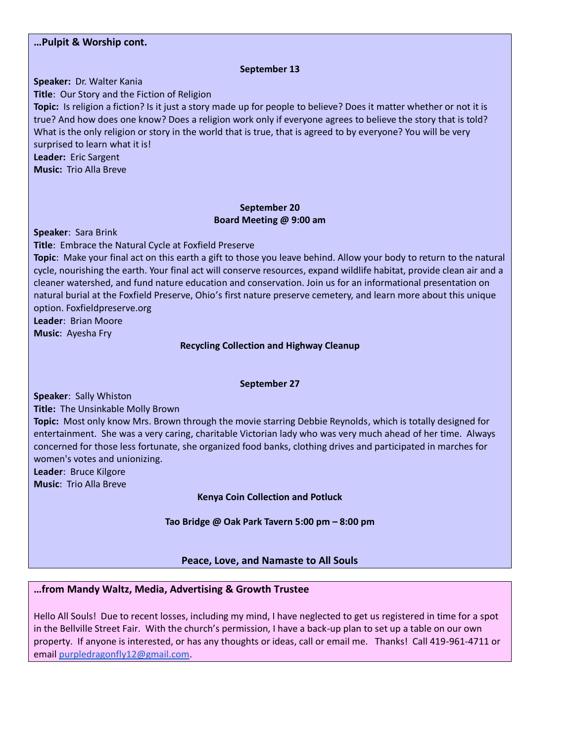**…Pulpit & Worship cont.**

**September 13**

**Speaker:** Dr. Walter Kania
**Title**: Our Story and the Fiction of Religion
**Topic:** Is religion a fiction? Is it just a story made up for people to believe? Does it matter whether or not it is true? And how does one know? Does a religion work only if everyone agrees to believe the story that is told? What is the only religion or story in the world that is true, that is agreed to by everyone? You will be very surprised to learn what it is!
**Leader:** Eric Sargent
**Music:** Trio Alla Breve

**September 20**
**Board Meeting @ 9:00 am**

**Speaker**: Sara Brink
**Title**: Embrace the Natural Cycle at Foxfield Preserve
**Topic**: Make your final act on this earth a gift to those you leave behind. Allow your body to return to the natural cycle, nourishing the earth. Your final act will conserve resources, expand wildlife habitat, provide clean air and a cleaner watershed, and fund nature education and conservation. Join us for an informational presentation on natural burial at the Foxfield Preserve, Ohio's first nature preserve cemetery, and learn more about this unique option. Foxfieldpreserve.org
**Leader**: Brian Moore
**Music**: Ayesha Fry

**Recycling Collection and Highway Cleanup**

**September 27**

**Speaker**: Sally Whiston
**Title:** The Unsinkable Molly Brown
**Topic:** Most only know Mrs. Brown through the movie starring Debbie Reynolds, which is totally designed for entertainment. She was a very caring, charitable Victorian lady who was very much ahead of her time. Always concerned for those less fortunate, she organized food banks, clothing drives and participated in marches for women's votes and unionizing.
**Leader**: Bruce Kilgore
**Music**: Trio Alla Breve

**Kenya Coin Collection and Potluck**

**Tao Bridge @ Oak Park Tavern 5:00 pm – 8:00 pm**

**Peace, Love, and Namaste to All Souls**

**…from Mandy Waltz, Media, Advertising & Growth Trustee**

Hello All Souls! Due to recent losses, including my mind, I have neglected to get us registered in time for a spot in the Bellville Street Fair. With the church's permission, I have a back-up plan to set up a table on our own property. If anyone is interested, or has any thoughts or ideas, call or email me. Thanks! Call 419-961-4711 or email purpledragonfly12@gmail.com.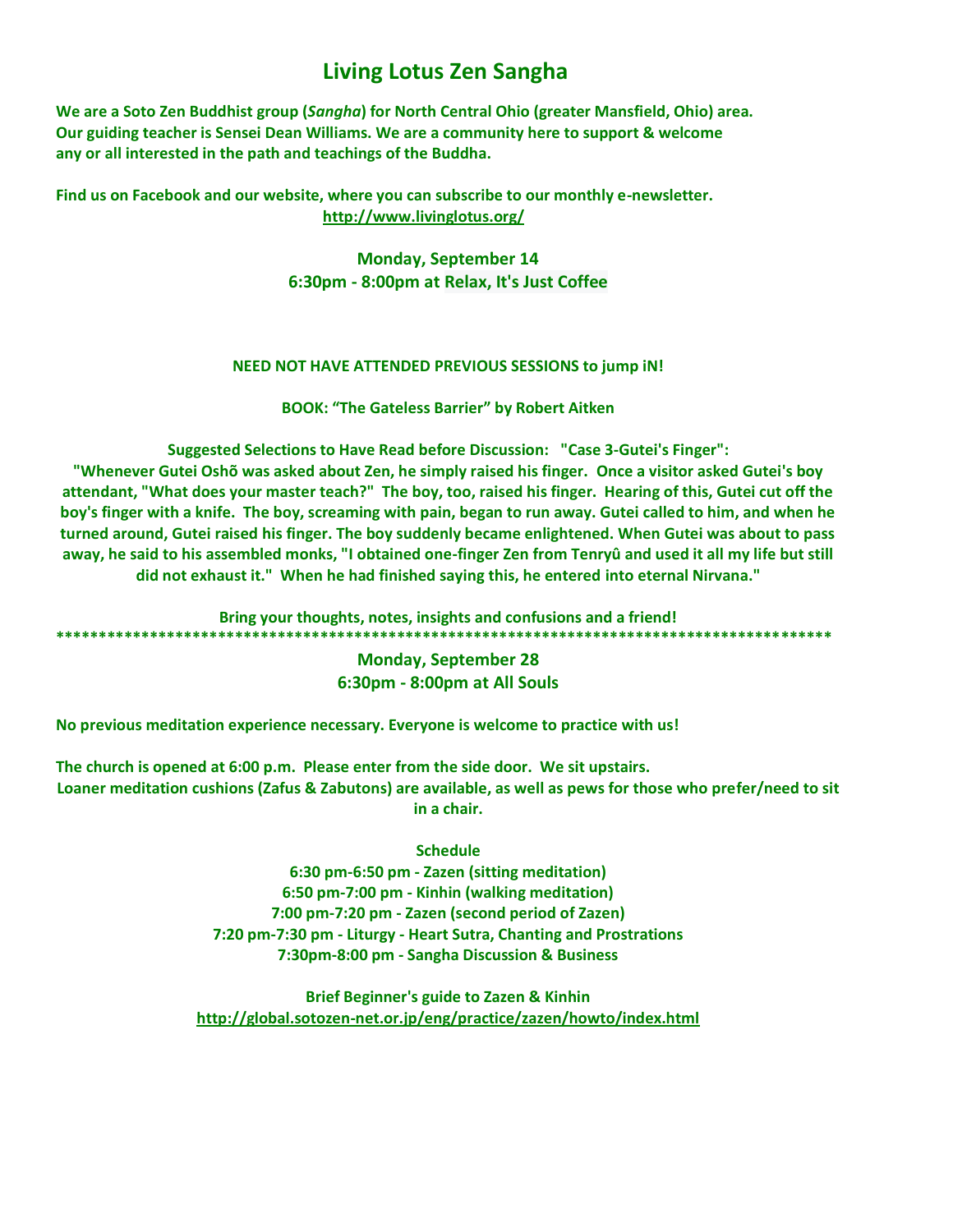# Living Lotus Zen Sangha

**We are a Soto Zen Buddhist group (*Sangha*) for North Central Ohio (greater Mansfield, Ohio) area. Our guiding teacher is Sensei Dean Williams. We are a community here to support & welcome any or all interested in the path and teachings of the Buddha.**

**Find us on Facebook and our website, where you can subscribe to our monthly e-newsletter.**
**http://www.livinglotus.org/**

**Monday, September 14**
**6:30pm - 8:00pm at Relax, It's Just Coffee**

**NEED NOT HAVE ATTENDED PREVIOUS SESSIONS to jump iN!**

**BOOK: "The Gateless Barrier" by Robert Aitken**

**Suggested Selections to Have Read before Discussion: "Case 3-Gutei's Finger":**
**"Whenever Gutei Oshõ was asked about Zen, he simply raised his finger. Once a visitor asked Gutei's boy attendant, "What does your master teach?" The boy, too, raised his finger. Hearing of this, Gutei cut off the boy's finger with a knife. The boy, screaming with pain, began to run away. Gutei called to him, and when he turned around, Gutei raised his finger. The boy suddenly became enlightened. When Gutei was about to pass away, he said to his assembled monks, "I obtained one-finger Zen from Tenryû and used it all my life but still did not exhaust it." When he had finished saying this, he entered into eternal Nirvana."**

**Bring your thoughts, notes, insights and confusions and a friend!**

**\*\*\*\*\*\*\*\*\*\*\*\*\*\*\*\*\*\*\*\*\*\*\*\*\*\*\*\*\*\*\*\*\*\*\*\*\*\*\*\*\*\*\*\*\*\*\*\*\*\*\*\*\*\*\*\*\*\*\*\*\*\*\*\*\*\*\*\*\*\*\*\*\*\*\*\*\*\*\*\*\*\*\*\*\*\*\*\*\*\*\*\*\***

**Monday, September 28**
**6:30pm - 8:00pm at All Souls**

**No previous meditation experience necessary. Everyone is welcome to practice with us!**

**The church is opened at 6:00 p.m. Please enter from the side door. We sit upstairs.**
**Loaner meditation cushions (Zafus & Zabutons) are available, as well as pews for those who prefer/need to sit in a chair.**

**Schedule**
**6:30 pm-6:50 pm - Zazen (sitting meditation)**
**6:50 pm-7:00 pm - Kinhin (walking meditation)**
**7:00 pm-7:20 pm - Zazen (second period of Zazen)**
**7:20 pm-7:30 pm - Liturgy - Heart Sutra, Chanting and Prostrations**
**7:30pm-8:00 pm - Sangha Discussion & Business**

**Brief Beginner's guide to Zazen & Kinhin**
**http://global.sotozen-net.or.jp/eng/practice/zazen/howto/index.html**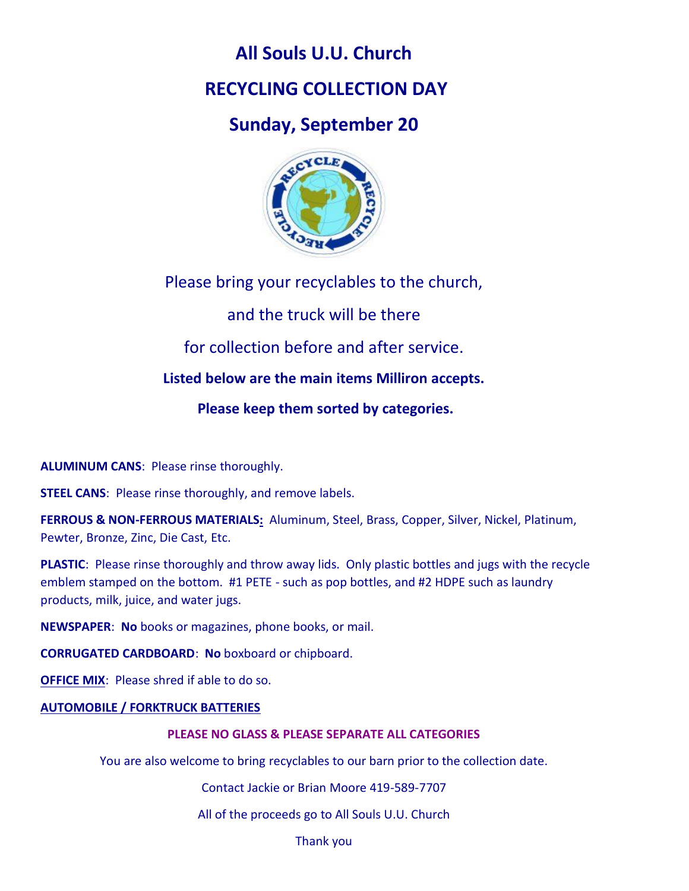# All Souls U.U. Church

# RECYCLING COLLECTION DAY

# Sunday, September 20

Please bring your recyclables to the church,

and the truck will be there

for collection before and after service.

**Listed below are the main items Milliron accepts.**

**Please keep them sorted by categories.**

**ALUMINUM CANS**: Please rinse thoroughly.

**STEEL CANS**: Please rinse thoroughly, and remove labels.

**FERROUS & NON-FERROUS MATERIALS:** Aluminum, Steel, Brass, Copper, Silver, Nickel, Platinum, Pewter, Bronze, Zinc, Die Cast, Etc.

**PLASTIC**: Please rinse thoroughly and throw away lids. Only plastic bottles and jugs with the recycle emblem stamped on the bottom. #1 PETE - such as pop bottles, and #2 HDPE such as laundry products, milk, juice, and water jugs.

**NEWSPAPER**: **No** books or magazines, phone books, or mail.

**CORRUGATED CARDBOARD**: **No** boxboard or chipboard.

**OFFICE MIX**: Please shred if able to do so.

**AUTOMOBILE / FORKTRUCK BATTERIES**

**PLEASE NO GLASS & PLEASE SEPARATE ALL CATEGORIES**

You are also welcome to bring recyclables to our barn prior to the collection date.

Contact Jackie or Brian Moore 419-589-7707

All of the proceeds go to All Souls U.U. Church

Thank you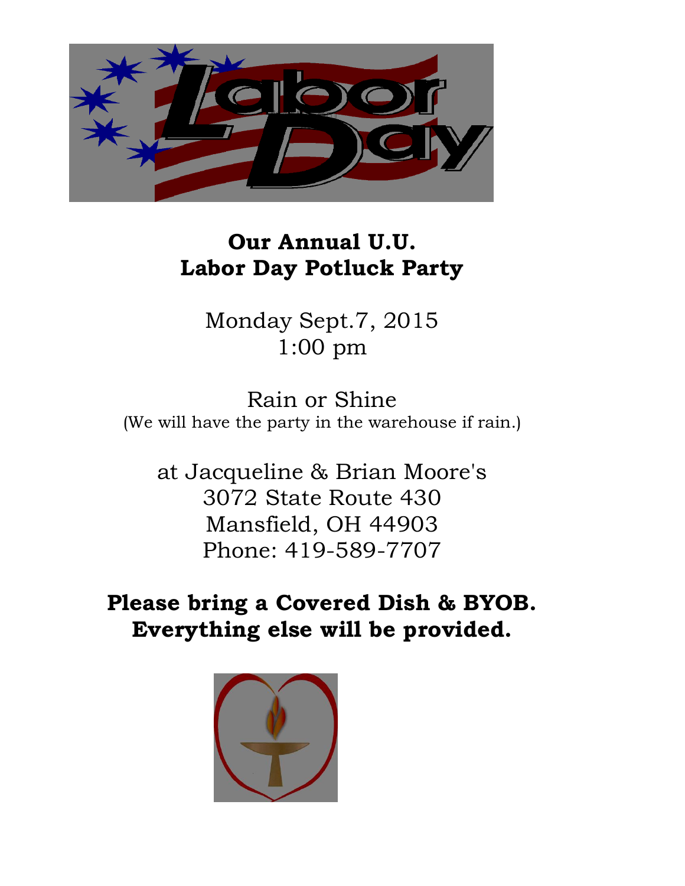**Our Annual U.U.**
**Labor Day Potluck Party**

Monday Sept.7, 2015
1:00 pm

Rain or Shine
(We will have the party in the warehouse if rain.)

at Jacqueline & Brian Moore's
3072 State Route 430
Mansfield, OH 44903
Phone: 419-589-7707

**Please bring a Covered Dish & BYOB.**
**Everything else will be provided.**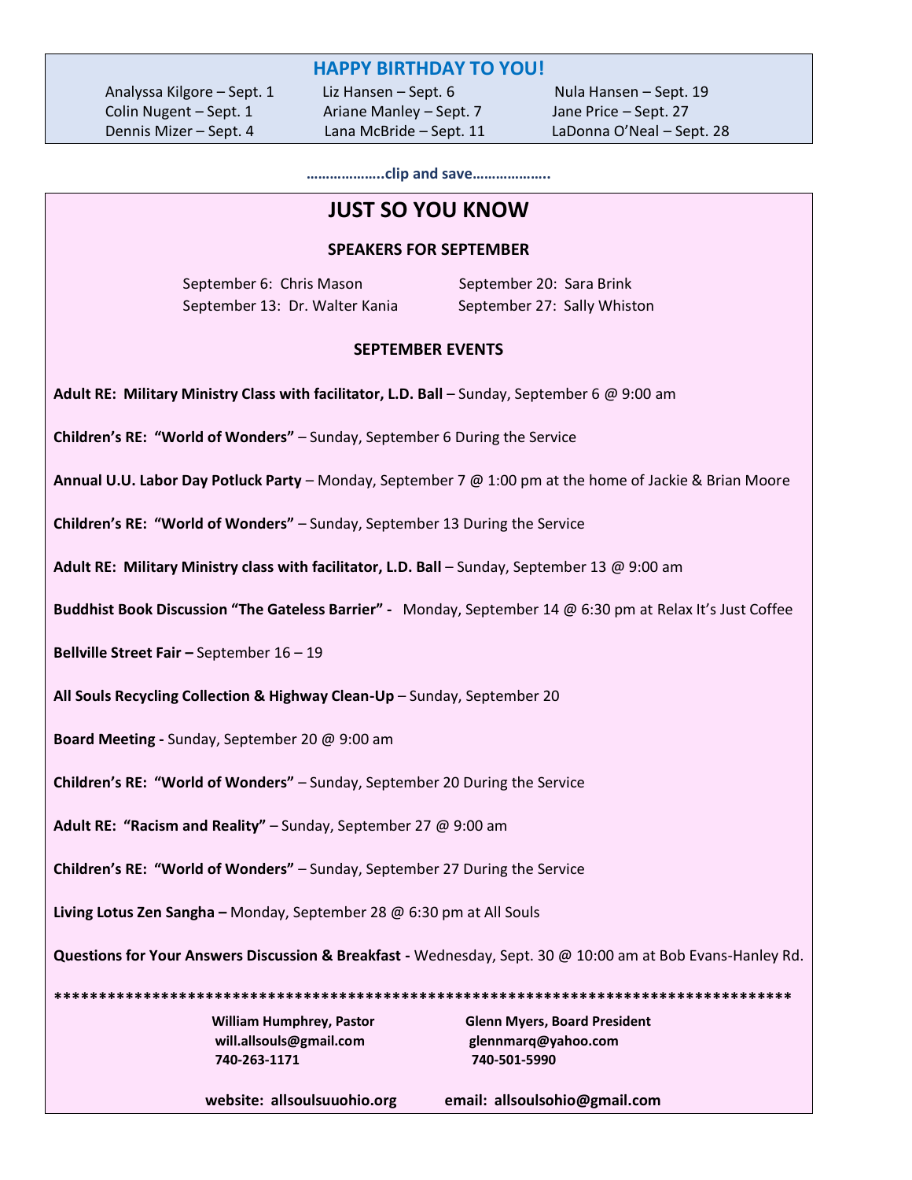## HAPPY BIRTHDAY TO YOU!

Analyssa Kilgore – Sept. 1
Colin Nugent – Sept. 1
Dennis Mizer – Sept. 4
Liz Hansen – Sept. 6
Ariane Manley – Sept. 7
Lana McBride – Sept. 11
Nula Hansen – Sept. 19
Jane Price – Sept. 27
LaDonna O'Neal – Sept. 28

**……………….clip and save………………..**

# JUST SO YOU KNOW

### SPEAKERS FOR SEPTEMBER

September 6: Chris Mason
September 13: Dr. Walter Kania
September 20: Sara Brink
September 27: Sally Whiston

### SEPTEMBER EVENTS

**Adult RE: Military Ministry Class with facilitator, L.D. Ball** – Sunday, September 6 @ 9:00 am

**Children's RE: "World of Wonders"** – Sunday, September 6 During the Service

**Annual U.U. Labor Day Potluck Party** – Monday, September 7 @ 1:00 pm at the home of Jackie & Brian Moore

**Children's RE: "World of Wonders"** – Sunday, September 13 During the Service

**Adult RE: Military Ministry class with facilitator, L.D. Ball** – Sunday, September 13 @ 9:00 am

**Buddhist Book Discussion "The Gateless Barrier" -** Monday, September 14 @ 6:30 pm at Relax It's Just Coffee

**Bellville Street Fair –** September 16 – 19

**All Souls Recycling Collection & Highway Clean-Up** – Sunday, September 20

**Board Meeting -** Sunday, September 20 @ 9:00 am

**Children's RE: "World of Wonders"** – Sunday, September 20 During the Service

**Adult RE: "Racism and Reality"** – Sunday, September 27 @ 9:00 am

**Children's RE: "World of Wonders"** – Sunday, September 27 During the Service

**Living Lotus Zen Sangha –** Monday, September 28 @ 6:30 pm at All Souls

**Questions for Your Answers Discussion & Breakfast -** Wednesday, Sept. 30 @ 10:00 am at Bob Evans-Hanley Rd.

**********************************************************************************

**William Humphrey, Pastor**
**will.allsouls@gmail.com**
**740-263-1171**

**Glenn Myers, Board President**
**glennmarq@yahoo.com**
**740-501-5990**

**website: allsoulsuuohio.org** **email: allsoulsohio@gmail.com**